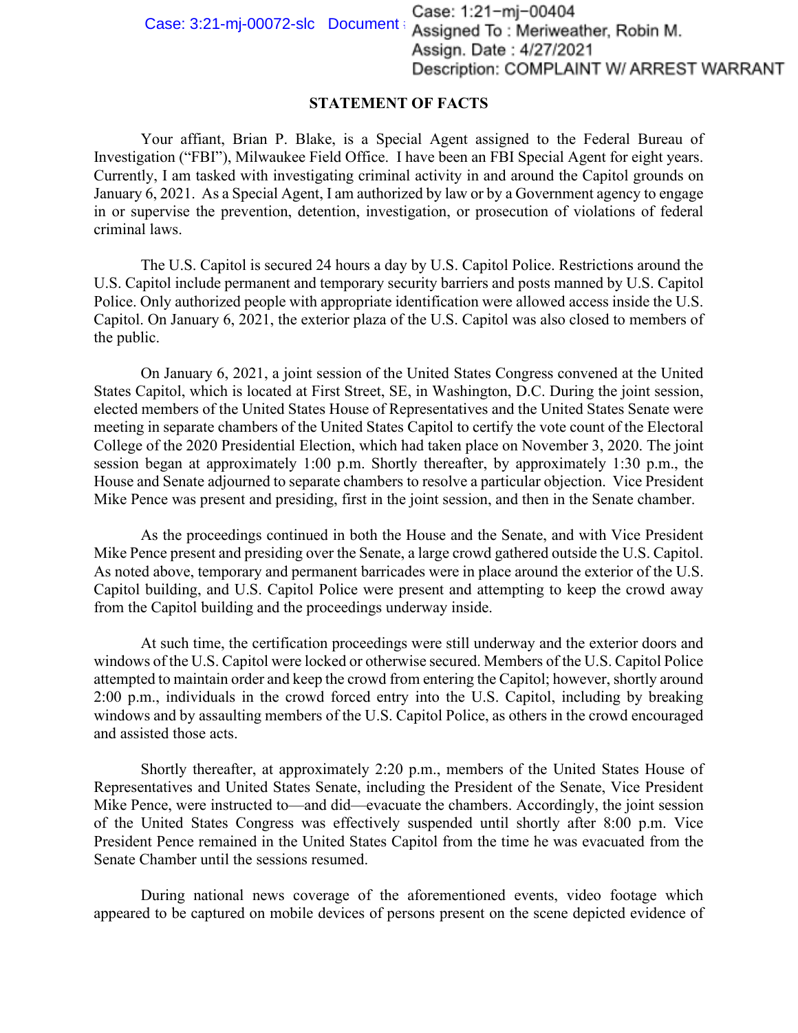Case: 1:21-mj-00404
Assigned To : Meriweather, Robin M.
Assign. Date : 4/27/2021
Description: COMPLAINT W/ ARREST WARRANT

## STATEMENT OF FACTS

Your affiant, Brian P. Blake, is a Special Agent assigned to the Federal Bureau of Investigation ("FBI"), Milwaukee Field Office. I have been an FBI Special Agent for eight years. Currently, I am tasked with investigating criminal activity in and around the Capitol grounds on January 6, 2021. As a Special Agent, I am authorized by law or by a Government agency to engage in or supervise the prevention, detention, investigation, or prosecution of violations of federal criminal laws.

The U.S. Capitol is secured 24 hours a day by U.S. Capitol Police. Restrictions around the U.S. Capitol include permanent and temporary security barriers and posts manned by U.S. Capitol Police. Only authorized people with appropriate identification were allowed access inside the U.S. Capitol. On January 6, 2021, the exterior plaza of the U.S. Capitol was also closed to members of the public.

On January 6, 2021, a joint session of the United States Congress convened at the United States Capitol, which is located at First Street, SE, in Washington, D.C. During the joint session, elected members of the United States House of Representatives and the United States Senate were meeting in separate chambers of the United States Capitol to certify the vote count of the Electoral College of the 2020 Presidential Election, which had taken place on November 3, 2020. The joint session began at approximately 1:00 p.m. Shortly thereafter, by approximately 1:30 p.m., the House and Senate adjourned to separate chambers to resolve a particular objection. Vice President Mike Pence was present and presiding, first in the joint session, and then in the Senate chamber.

As the proceedings continued in both the House and the Senate, and with Vice President Mike Pence present and presiding over the Senate, a large crowd gathered outside the U.S. Capitol. As noted above, temporary and permanent barricades were in place around the exterior of the U.S. Capitol building, and U.S. Capitol Police were present and attempting to keep the crowd away from the Capitol building and the proceedings underway inside.

At such time, the certification proceedings were still underway and the exterior doors and windows of the U.S. Capitol were locked or otherwise secured. Members of the U.S. Capitol Police attempted to maintain order and keep the crowd from entering the Capitol; however, shortly around 2:00 p.m., individuals in the crowd forced entry into the U.S. Capitol, including by breaking windows and by assaulting members of the U.S. Capitol Police, as others in the crowd encouraged and assisted those acts.

Shortly thereafter, at approximately 2:20 p.m., members of the United States House of Representatives and United States Senate, including the President of the Senate, Vice President Mike Pence, were instructed to—and did—evacuate the chambers. Accordingly, the joint session of the United States Congress was effectively suspended until shortly after 8:00 p.m. Vice President Pence remained in the United States Capitol from the time he was evacuated from the Senate Chamber until the sessions resumed.

During national news coverage of the aforementioned events, video footage which appeared to be captured on mobile devices of persons present on the scene depicted evidence of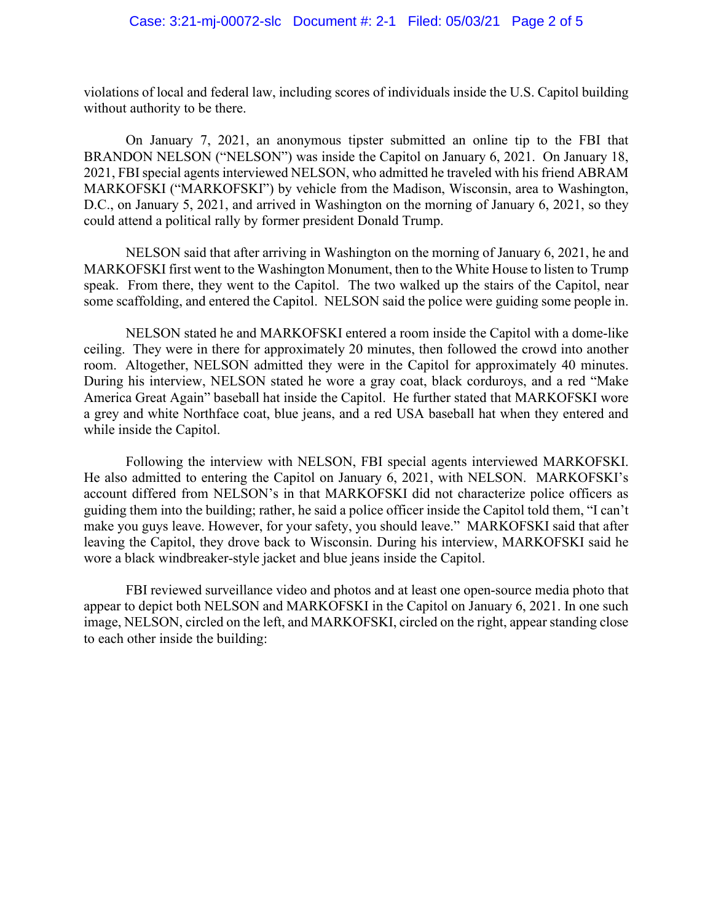violations of local and federal law, including scores of individuals inside the U.S. Capitol building without authority to be there.

On January 7, 2021, an anonymous tipster submitted an online tip to the FBI that BRANDON NELSON ("NELSON") was inside the Capitol on January 6, 2021. On January 18, 2021, FBI special agents interviewed NELSON, who admitted he traveled with his friend ABRAM MARKOFSKI ("MARKOFSKI") by vehicle from the Madison, Wisconsin, area to Washington, D.C., on January 5, 2021, and arrived in Washington on the morning of January 6, 2021, so they could attend a political rally by former president Donald Trump.

NELSON said that after arriving in Washington on the morning of January 6, 2021, he and MARKOFSKI first went to the Washington Monument, then to the White House to listen to Trump speak. From there, they went to the Capitol. The two walked up the stairs of the Capitol, near some scaffolding, and entered the Capitol. NELSON said the police were guiding some people in.

NELSON stated he and MARKOFSKI entered a room inside the Capitol with a dome-like ceiling. They were in there for approximately 20 minutes, then followed the crowd into another room. Altogether, NELSON admitted they were in the Capitol for approximately 40 minutes. During his interview, NELSON stated he wore a gray coat, black corduroys, and a red "Make America Great Again" baseball hat inside the Capitol. He further stated that MARKOFSKI wore a grey and white Northface coat, blue jeans, and a red USA baseball hat when they entered and while inside the Capitol.

Following the interview with NELSON, FBI special agents interviewed MARKOFSKI. He also admitted to entering the Capitol on January 6, 2021, with NELSON. MARKOFSKI's account differed from NELSON's in that MARKOFSKI did not characterize police officers as guiding them into the building; rather, he said a police officer inside the Capitol told them, "I can't make you guys leave. However, for your safety, you should leave." MARKOFSKI said that after leaving the Capitol, they drove back to Wisconsin. During his interview, MARKOFSKI said he wore a black windbreaker-style jacket and blue jeans inside the Capitol.

FBI reviewed surveillance video and photos and at least one open-source media photo that appear to depict both NELSON and MARKOFSKI in the Capitol on January 6, 2021. In one such image, NELSON, circled on the left, and MARKOFSKI, circled on the right, appear standing close to each other inside the building: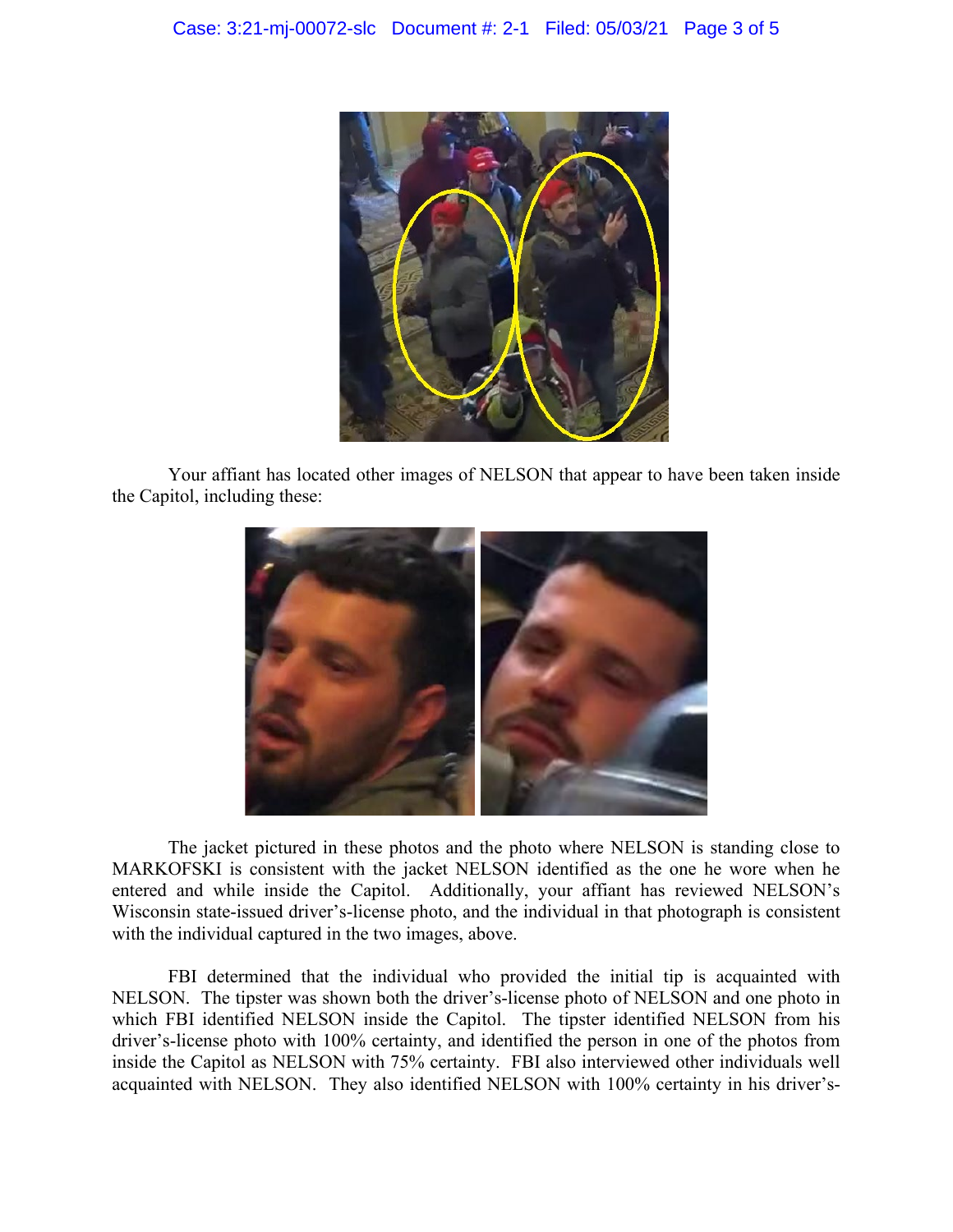Your affiant has located other images of NELSON that appear to have been taken inside the Capitol, including these:

The jacket pictured in these photos and the photo where NELSON is standing close to MARKOFSKI is consistent with the jacket NELSON identified as the one he wore when he entered and while inside the Capitol. Additionally, your affiant has reviewed NELSON's Wisconsin state-issued driver's-license photo, and the individual in that photograph is consistent with the individual captured in the two images, above.

FBI determined that the individual who provided the initial tip is acquainted with NELSON. The tipster was shown both the driver's-license photo of NELSON and one photo in which FBI identified NELSON inside the Capitol. The tipster identified NELSON from his driver's-license photo with 100% certainty, and identified the person in one of the photos from inside the Capitol as NELSON with 75% certainty. FBI also interviewed other individuals well acquainted with NELSON. They also identified NELSON with 100% certainty in his driver's-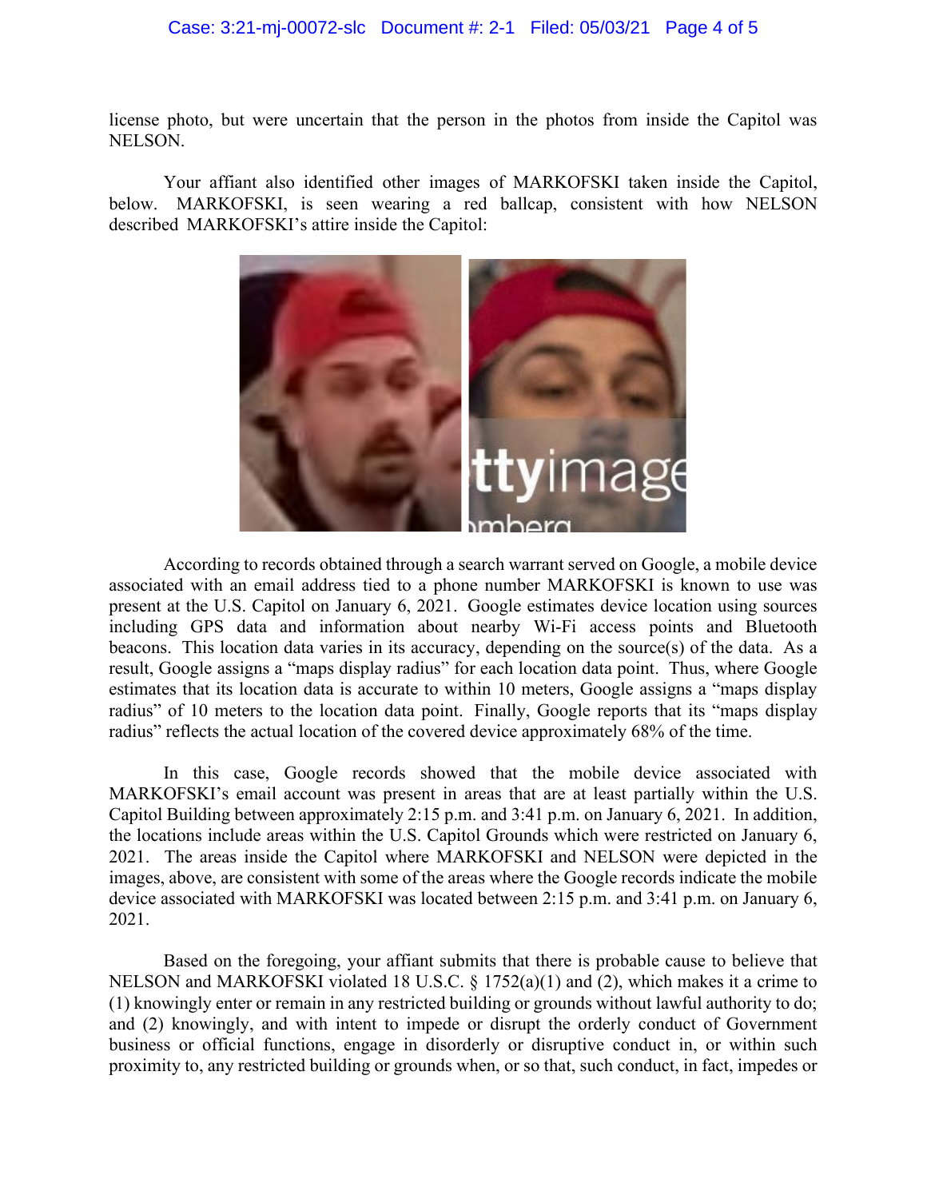license photo, but were uncertain that the person in the photos from inside the Capitol was NELSON.

Your affiant also identified other images of MARKOFSKI taken inside the Capitol, below. MARKOFSKI, is seen wearing a red ballcap, consistent with how NELSON described MARKOFSKI's attire inside the Capitol:

According to records obtained through a search warrant served on Google, a mobile device associated with an email address tied to a phone number MARKOFSKI is known to use was present at the U.S. Capitol on January 6, 2021. Google estimates device location using sources including GPS data and information about nearby Wi-Fi access points and Bluetooth beacons. This location data varies in its accuracy, depending on the source(s) of the data. As a result, Google assigns a "maps display radius" for each location data point. Thus, where Google estimates that its location data is accurate to within 10 meters, Google assigns a "maps display radius" of 10 meters to the location data point. Finally, Google reports that its "maps display radius" reflects the actual location of the covered device approximately 68% of the time.

In this case, Google records showed that the mobile device associated with MARKOFSKI's email account was present in areas that are at least partially within the U.S. Capitol Building between approximately 2:15 p.m. and 3:41 p.m. on January 6, 2021. In addition, the locations include areas within the U.S. Capitol Grounds which were restricted on January 6, 2021. The areas inside the Capitol where MARKOFSKI and NELSON were depicted in the images, above, are consistent with some of the areas where the Google records indicate the mobile device associated with MARKOFSKI was located between 2:15 p.m. and 3:41 p.m. on January 6, 2021.

Based on the foregoing, your affiant submits that there is probable cause to believe that NELSON and MARKOFSKI violated 18 U.S.C. § 1752(a)(1) and (2), which makes it a crime to (1) knowingly enter or remain in any restricted building or grounds without lawful authority to do; and (2) knowingly, and with intent to impede or disrupt the orderly conduct of Government business or official functions, engage in disorderly or disruptive conduct in, or within such proximity to, any restricted building or grounds when, or so that, such conduct, in fact, impedes or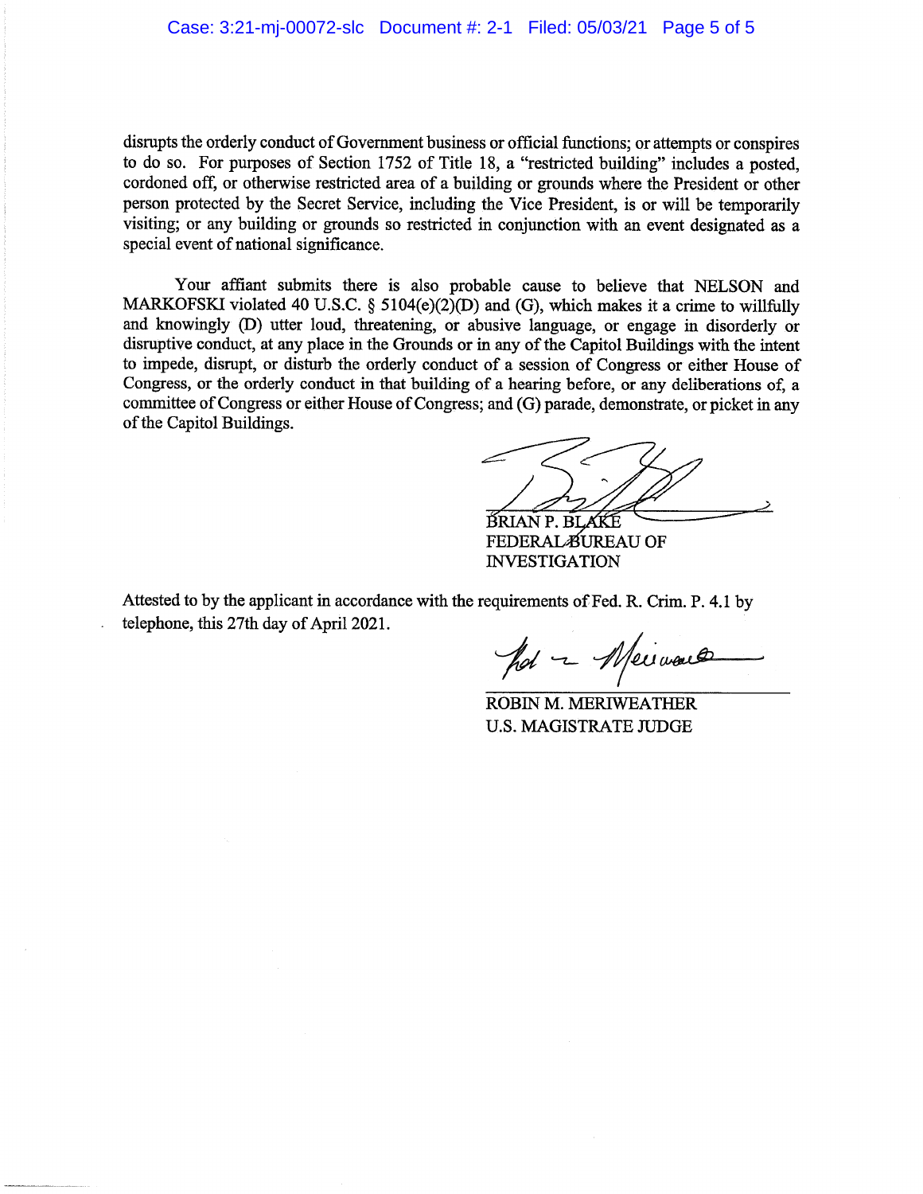disrupts the orderly conduct of Government business or official functions; or attempts or conspires to do so. For purposes of Section 1752 of Title 18, a "restricted building" includes a posted, cordoned off, or otherwise restricted area of a building or grounds where the President or other person protected by the Secret Service, including the Vice President, is or will be temporarily visiting; or any building or grounds so restricted in conjunction with an event designated as a special event of national significance.

Your affiant submits there is also probable cause to believe that NELSON and MARKOFSKI violated 40 U.S.C. § 5104(e)(2)(D) and (G), which makes it a crime to willfully and knowingly (D) utter loud, threatening, or abusive language, or engage in disorderly or disruptive conduct, at any place in the Grounds or in any of the Capitol Buildings with the intent to impede, disrupt, or disturb the orderly conduct of a session of Congress or either House of Congress, or the orderly conduct in that building of a hearing before, or any deliberations of, a committee of Congress or either House of Congress; and (G) parade, demonstrate, or picket in any of the Capitol Buildings.

BRIAN P. BLAKE
FEDERAL BUREAU OF
INVESTIGATION

Attested to by the applicant in accordance with the requirements of Fed. R. Crim. P. 4.1 by telephone, this 27th day of April 2021.

ROBIN M. MERIWEATHER
U.S. MAGISTRATE JUDGE